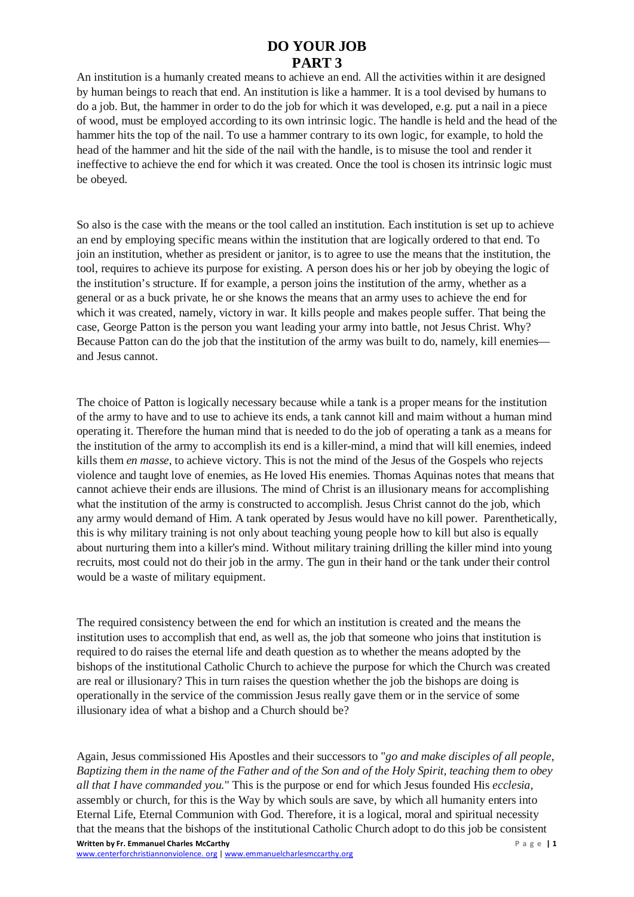# DO YOUR JOB
# PART 3

An institution is a humanly created means to achieve an end. All the activities within it are designed by human beings to reach that end. An institution is like a hammer. It is a tool devised by humans to do a job. But, the hammer in order to do the job for which it was developed, e.g. put a nail in a piece of wood, must be employed according to its own intrinsic logic. The handle is held and the head of the hammer hits the top of the nail. To use a hammer contrary to its own logic, for example, to hold the head of the hammer and hit the side of the nail with the handle, is to misuse the tool and render it ineffective to achieve the end for which it was created. Once the tool is chosen its intrinsic logic must be obeyed.

So also is the case with the means or the tool called an institution. Each institution is set up to achieve an end by employing specific means within the institution that are logically ordered to that end. To join an institution, whether as president or janitor, is to agree to use the means that the institution, the tool, requires to achieve its purpose for existing. A person does his or her job by obeying the logic of the institution's structure. If for example, a person joins the institution of the army, whether as a general or as a buck private, he or she knows the means that an army uses to achieve the end for which it was created, namely, victory in war. It kills people and makes people suffer. That being the case, George Patton is the person you want leading your army into battle, not Jesus Christ. Why? Because Patton can do the job that the institution of the army was built to do, namely, kill enemies—and Jesus cannot.

The choice of Patton is logically necessary because while a tank is a proper means for the institution of the army to have and to use to achieve its ends, a tank cannot kill and maim without a human mind operating it. Therefore the human mind that is needed to do the job of operating a tank as a means for the institution of the army to accomplish its end is a killer-mind, a mind that will kill enemies, indeed kills them *en masse*, to achieve victory. This is not the mind of the Jesus of the Gospels who rejects violence and taught love of enemies, as He loved His enemies. Thomas Aquinas notes that means that cannot achieve their ends are illusions. The mind of Christ is an illusionary means for accomplishing what the institution of the army is constructed to accomplish. Jesus Christ cannot do the job, which any army would demand of Him. A tank operated by Jesus would have no kill power. Parenthetically, this is why military training is not only about teaching young people how to kill but also is equally about nurturing them into a killer's mind. Without military training drilling the killer mind into young recruits, most could not do their job in the army. The gun in their hand or the tank under their control would be a waste of military equipment.

The required consistency between the end for which an institution is created and the means the institution uses to accomplish that end, as well as, the job that someone who joins that institution is required to do raises the eternal life and death question as to whether the means adopted by the bishops of the institutional Catholic Church to achieve the purpose for which the Church was created are real or illusionary? This in turn raises the question whether the job the bishops are doing is operationally in the service of the commission Jesus really gave them or in the service of some illusionary idea of what a bishop and a Church should be?

Again, Jesus commissioned His Apostles and their successors to "*go and make disciples of all people, Baptizing them in the name of the Father and of the Son and of the Holy Spirit, teaching them to obey all that I have commanded you.*" This is the purpose or end for which Jesus founded His *ecclesia*, assembly or church, for this is the Way by which souls are save, by which all humanity enters into Eternal Life, Eternal Communion with God. Therefore, it is a logical, moral and spiritual necessity that the means that the bishops of the institutional Catholic Church adopt to do this job be consistent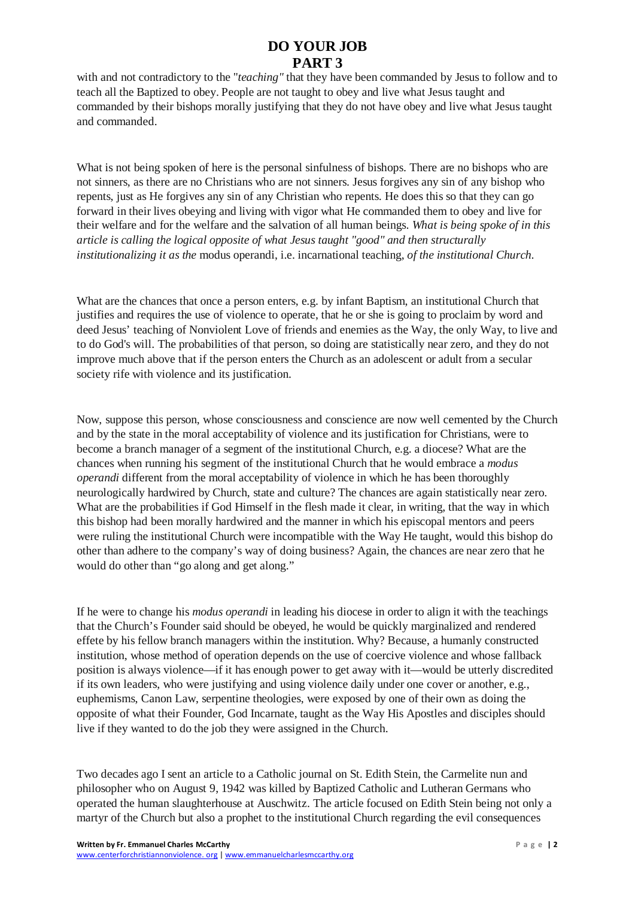with and not contradictory to the "*teaching"* that they have been commanded by Jesus to follow and to teach all the Baptized to obey. People are not taught to obey and live what Jesus taught and commanded by their bishops morally justifying that they do not have obey and live what Jesus taught and commanded.

What is not being spoken of here is the personal sinfulness of bishops. There are no bishops who are not sinners, as there are no Christians who are not sinners. Jesus forgives any sin of any bishop who repents, just as He forgives any sin of any Christian who repents. He does this so that they can go forward in their lives obeying and living with vigor what He commanded them to obey and live for their welfare and for the welfare and the salvation of all human beings. *What is being spoke of in this article is calling the logical opposite of what Jesus taught "good" and then structurally institutionalizing it as the* modus operandi, i.e. incarnational teaching, *of the institutional Church.*

What are the chances that once a person enters, e.g. by infant Baptism, an institutional Church that justifies and requires the use of violence to operate, that he or she is going to proclaim by word and deed Jesus' teaching of Nonviolent Love of friends and enemies as the Way, the only Way, to live and to do God's will. The probabilities of that person, so doing are statistically near zero, and they do not improve much above that if the person enters the Church as an adolescent or adult from a secular society rife with violence and its justification.

Now, suppose this person, whose consciousness and conscience are now well cemented by the Church and by the state in the moral acceptability of violence and its justification for Christians, were to become a branch manager of a segment of the institutional Church, e.g. a diocese? What are the chances when running his segment of the institutional Church that he would embrace a *modus operandi* different from the moral acceptability of violence in which he has been thoroughly neurologically hardwired by Church, state and culture? The chances are again statistically near zero. What are the probabilities if God Himself in the flesh made it clear, in writing, that the way in which this bishop had been morally hardwired and the manner in which his episcopal mentors and peers were ruling the institutional Church were incompatible with the Way He taught, would this bishop do other than adhere to the company's way of doing business? Again, the chances are near zero that he would do other than "go along and get along."

If he were to change his *modus operandi* in leading his diocese in order to align it with the teachings that the Church's Founder said should be obeyed, he would be quickly marginalized and rendered effete by his fellow branch managers within the institution. Why? Because, a humanly constructed institution, whose method of operation depends on the use of coercive violence and whose fallback position is always violence—if it has enough power to get away with it—would be utterly discredited if its own leaders, who were justifying and using violence daily under one cover or another, e.g., euphemisms, Canon Law, serpentine theologies, were exposed by one of their own as doing the opposite of what their Founder, God Incarnate, taught as the Way His Apostles and disciples should live if they wanted to do the job they were assigned in the Church.

Two decades ago I sent an article to a Catholic journal on St. Edith Stein, the Carmelite nun and philosopher who on August 9, 1942 was killed by Baptized Catholic and Lutheran Germans who operated the human slaughterhouse at Auschwitz. The article focused on Edith Stein being not only a martyr of the Church but also a prophet to the institutional Church regarding the evil consequences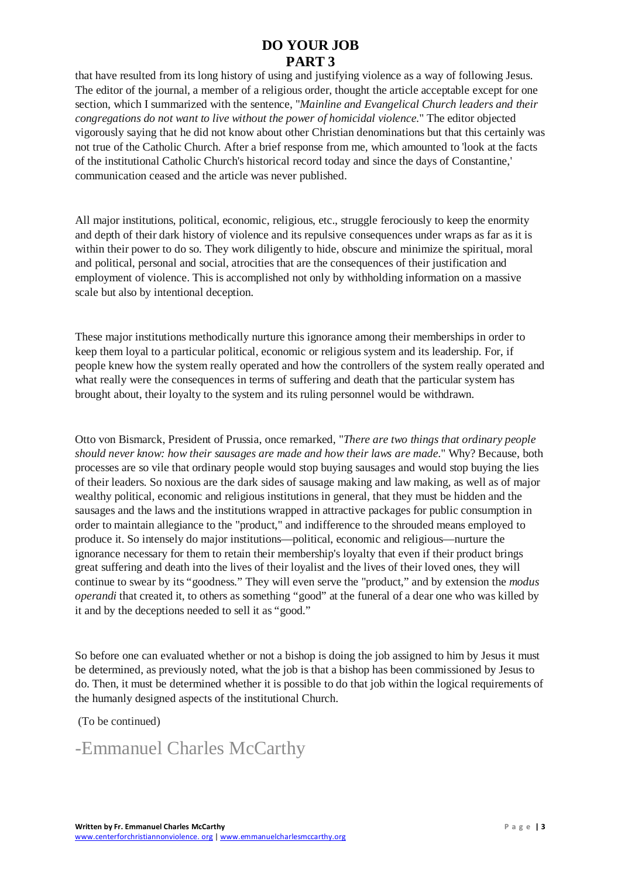# DO YOUR JOB
# PART 3

that have resulted from its long history of using and justifying violence as a way of following Jesus. The editor of the journal, a member of a religious order, thought the article acceptable except for one section, which I summarized with the sentence, "*Mainline and Evangelical Church leaders and their congregations do not want to live without the power of homicidal violence.*" The editor objected vigorously saying that he did not know about other Christian denominations but that this certainly was not true of the Catholic Church. After a brief response from me, which amounted to 'look at the facts of the institutional Catholic Church's historical record today and since the days of Constantine,' communication ceased and the article was never published.

All major institutions, political, economic, religious, etc., struggle ferociously to keep the enormity and depth of their dark history of violence and its repulsive consequences under wraps as far as it is within their power to do so. They work diligently to hide, obscure and minimize the spiritual, moral and political, personal and social, atrocities that are the consequences of their justification and employment of violence. This is accomplished not only by withholding information on a massive scale but also by intentional deception.

These major institutions methodically nurture this ignorance among their memberships in order to keep them loyal to a particular political, economic or religious system and its leadership. For, if people knew how the system really operated and how the controllers of the system really operated and what really were the consequences in terms of suffering and death that the particular system has brought about, their loyalty to the system and its ruling personnel would be withdrawn.

Otto von Bismarck, President of Prussia, once remarked, "*There are two things that ordinary people should never know: how their sausages are made and how their laws are made.*" Why? Because, both processes are so vile that ordinary people would stop buying sausages and would stop buying the lies of their leaders. So noxious are the dark sides of sausage making and law making, as well as of major wealthy political, economic and religious institutions in general, that they must be hidden and the sausages and the laws and the institutions wrapped in attractive packages for public consumption in order to maintain allegiance to the "product," and indifference to the shrouded means employed to produce it. So intensely do major institutions—political, economic and religious—nurture the ignorance necessary for them to retain their membership's loyalty that even if their product brings great suffering and death into the lives of their loyalist and the lives of their loved ones, they will continue to swear by its "goodness." They will even serve the "product," and by extension the *modus operandi* that created it, to others as something "good" at the funeral of a dear one who was killed by it and by the deceptions needed to sell it as "good."

So before one can evaluated whether or not a bishop is doing the job assigned to him by Jesus it must be determined, as previously noted, what the job is that a bishop has been commissioned by Jesus to do. Then, it must be determined whether it is possible to do that job within the logical requirements of the humanly designed aspects of the institutional Church.

(To be continued)

-Emmanuel Charles McCarthy